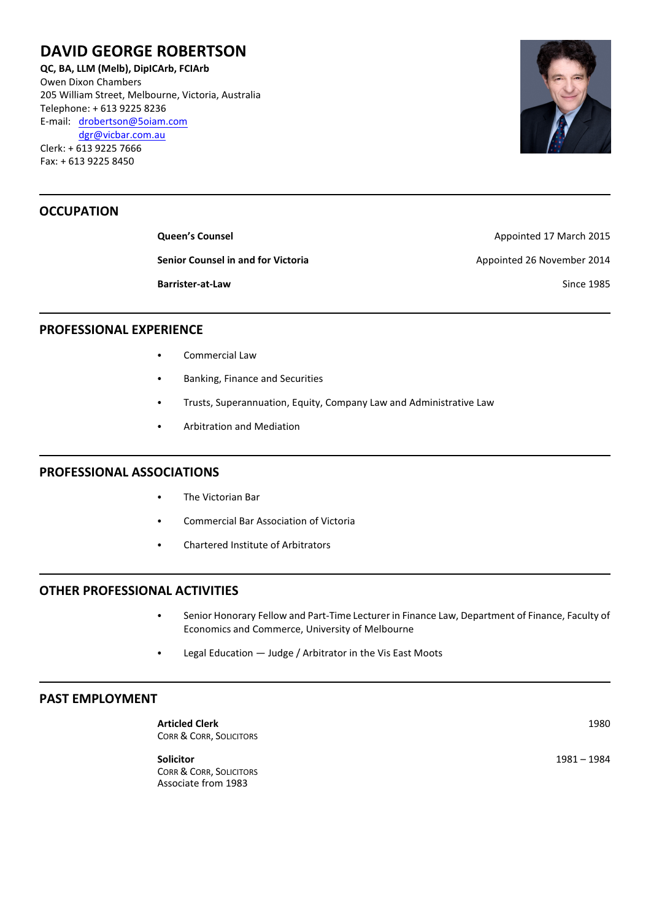# DAVID GEORGE ROBERTSON

**QC, BA, LLM (Melb), DipICArb, FCIArb**
Owen Dixon Chambers
205 William Street, Melbourne, Victoria, Australia
Telephone: + 613 9225 8236
E-mail: drobertson@5oiam.com
dgr@vicbar.com.au
Clerk: + 613 9225 7666
Fax: + 613 9225 8450

## OCCUPATION

| | |
|---|---|
| **Queen's Counsel** | Appointed 17 March 2015 |
| **Senior Counsel in and for Victoria** | Appointed 26 November 2014 |
| **Barrister-at-Law** | Since 1985 |

## PROFESSIONAL EXPERIENCE

- Commercial Law
- Banking, Finance and Securities
- Trusts, Superannuation, Equity, Company Law and Administrative Law
- Arbitration and Mediation

## PROFESSIONAL ASSOCIATIONS

- The Victorian Bar
- Commercial Bar Association of Victoria
- Chartered Institute of Arbitrators

## OTHER PROFESSIONAL ACTIVITIES

- Senior Honorary Fellow and Part-Time Lecturer in Finance Law, Department of Finance, Faculty of Economics and Commerce, University of Melbourne
- Legal Education — Judge / Arbitrator in the Vis East Moots

## PAST EMPLOYMENT

**Articled Clerk** — 1980
CORR & CORR, SOLICITORS

**Solicitor** — 1981 – 1984
CORR & CORR, SOLICITORS
Associate from 1983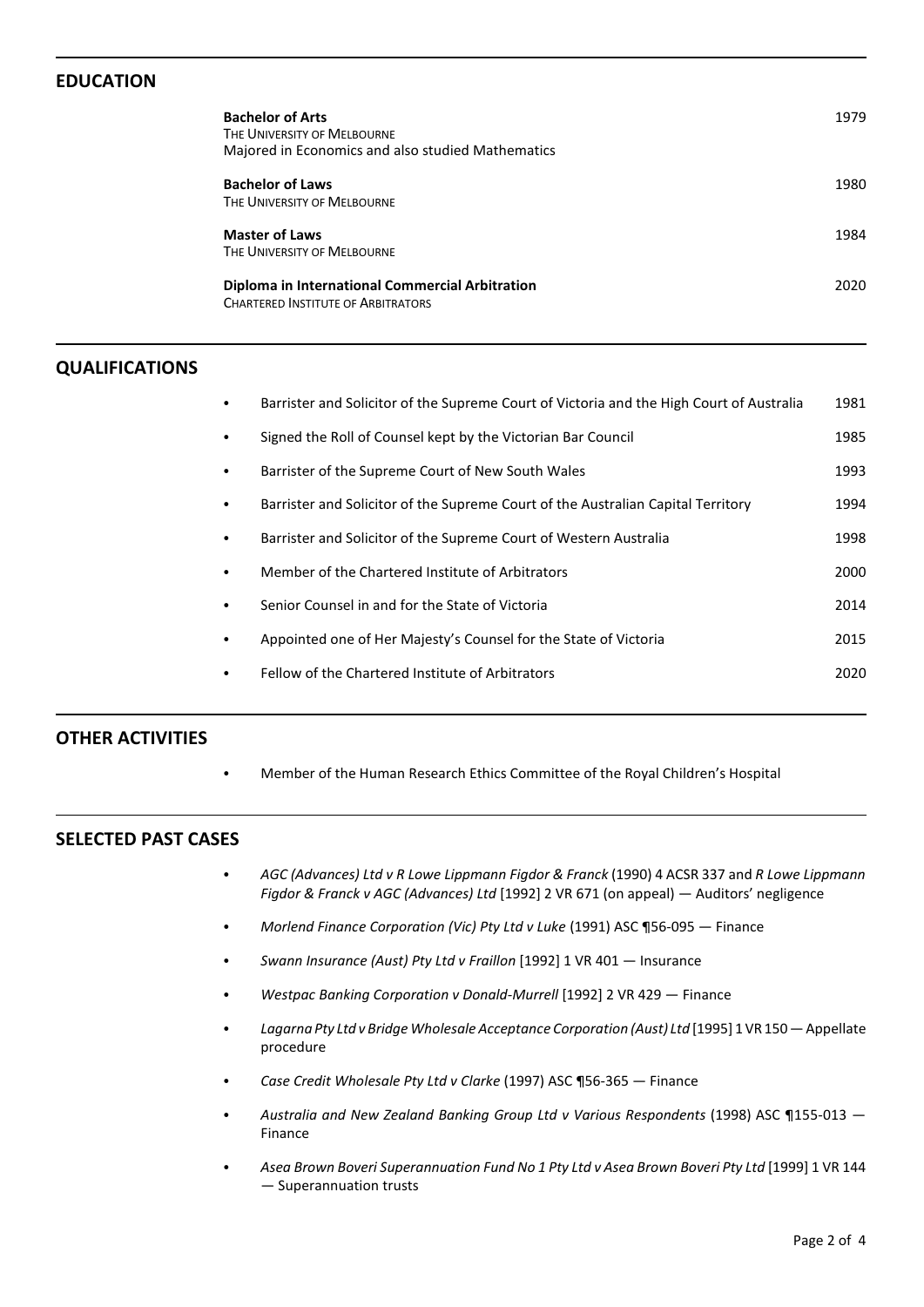## EDUCATION

**Bachelor of Arts** — 1979
THE UNIVERSITY OF MELBOURNE
Majored in Economics and also studied Mathematics

**Bachelor of Laws** — 1980
THE UNIVERSITY OF MELBOURNE

**Master of Laws** — 1984
THE UNIVERSITY OF MELBOURNE

**Diploma in International Commercial Arbitration** — 2020
CHARTERED INSTITUTE OF ARBITRATORS

## QUALIFICATIONS

- Barrister and Solicitor of the Supreme Court of Victoria and the High Court of Australia — 1981
- Signed the Roll of Counsel kept by the Victorian Bar Council — 1985
- Barrister of the Supreme Court of New South Wales — 1993
- Barrister and Solicitor of the Supreme Court of the Australian Capital Territory — 1994
- Barrister and Solicitor of the Supreme Court of Western Australia — 1998
- Member of the Chartered Institute of Arbitrators — 2000
- Senior Counsel in and for the State of Victoria — 2014
- Appointed one of Her Majesty's Counsel for the State of Victoria — 2015
- Fellow of the Chartered Institute of Arbitrators — 2020

## OTHER ACTIVITIES

- Member of the Human Research Ethics Committee of the Royal Children's Hospital

## SELECTED PAST CASES

- *AGC (Advances) Ltd v R Lowe Lippmann Figdor & Franck* (1990) 4 ACSR 337 and *R Lowe Lippmann Figdor & Franck v AGC (Advances) Ltd* [1992] 2 VR 671 (on appeal) — Auditors' negligence
- *Morlend Finance Corporation (Vic) Pty Ltd v Luke* (1991) ASC ¶56-095 — Finance
- *Swann Insurance (Aust) Pty Ltd v Fraillon* [1992] 1 VR 401 — Insurance
- *Westpac Banking Corporation v Donald-Murrell* [1992] 2 VR 429 — Finance
- *Lagarna Pty Ltd v Bridge Wholesale Acceptance Corporation (Aust) Ltd* [1995] 1 VR 150 — Appellate procedure
- *Case Credit Wholesale Pty Ltd v Clarke* (1997) ASC ¶56-365 — Finance
- *Australia and New Zealand Banking Group Ltd v Various Respondents* (1998) ASC ¶155-013 — Finance
- *Asea Brown Boveri Superannuation Fund No 1 Pty Ltd v Asea Brown Boveri Pty Ltd* [1999] 1 VR 144 — Superannuation trusts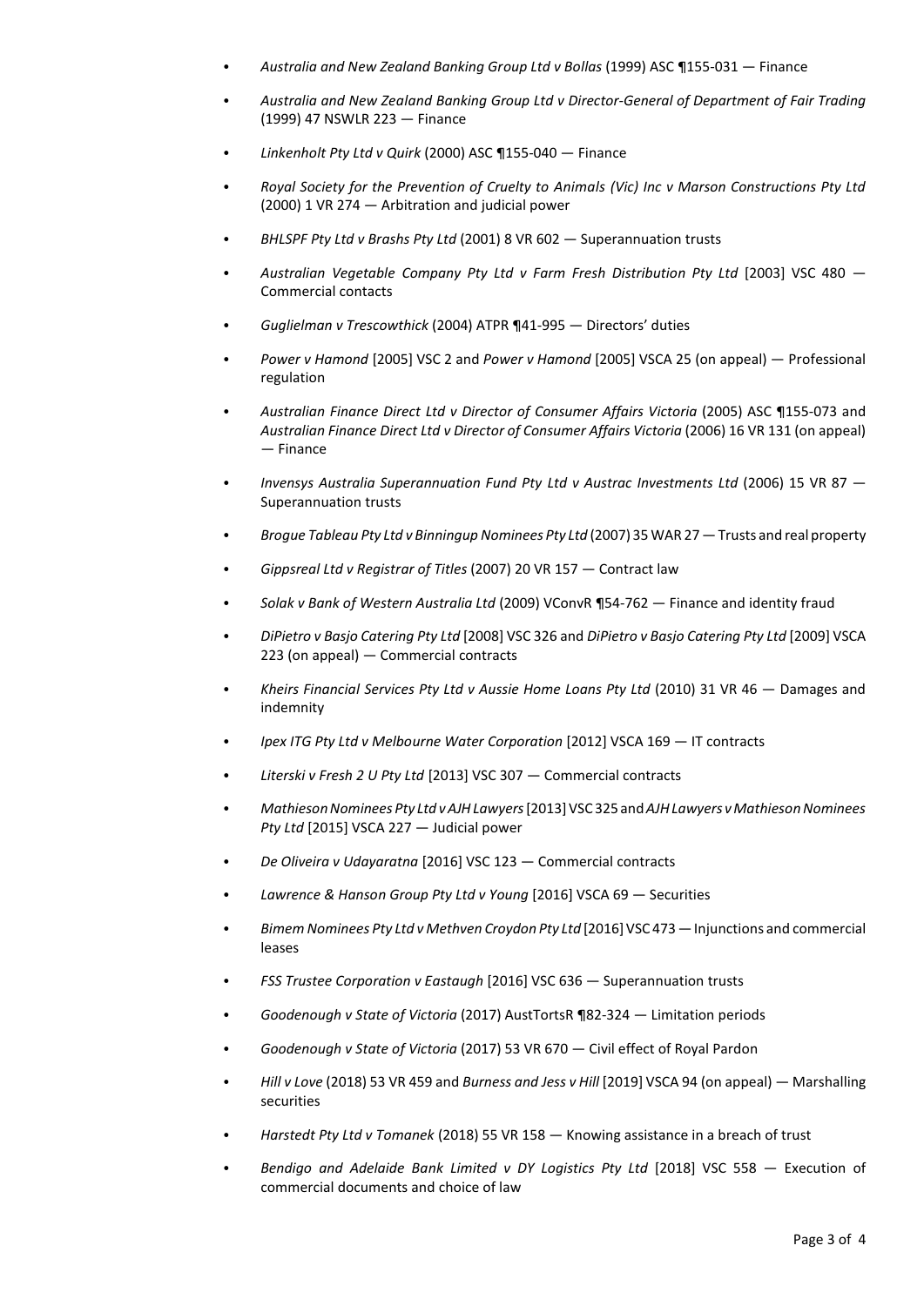- *Australia and New Zealand Banking Group Ltd v Bollas* (1999) ASC ¶155-031 — Finance
- *Australia and New Zealand Banking Group Ltd v Director-General of Department of Fair Trading* (1999) 47 NSWLR 223 — Finance
- *Linkenholt Pty Ltd v Quirk* (2000) ASC ¶155-040 — Finance
- *Royal Society for the Prevention of Cruelty to Animals (Vic) Inc v Marson Constructions Pty Ltd* (2000) 1 VR 274 — Arbitration and judicial power
- *BHLSPF Pty Ltd v Brashs Pty Ltd* (2001) 8 VR 602 — Superannuation trusts
- *Australian Vegetable Company Pty Ltd v Farm Fresh Distribution Pty Ltd* [2003] VSC 480 — Commercial contacts
- *Guglielman v Trescowthick* (2004) ATPR ¶41-995 — Directors' duties
- *Power v Hamond* [2005] VSC 2 and *Power v Hamond* [2005] VSCA 25 (on appeal) — Professional regulation
- *Australian Finance Direct Ltd v Director of Consumer Affairs Victoria* (2005) ASC ¶155-073 and *Australian Finance Direct Ltd v Director of Consumer Affairs Victoria* (2006) 16 VR 131 (on appeal) — Finance
- *Invensys Australia Superannuation Fund Pty Ltd v Austrac Investments Ltd* (2006) 15 VR 87 — Superannuation trusts
- *Brogue Tableau Pty Ltd v Binningup Nominees Pty Ltd* (2007) 35 WAR 27 — Trusts and real property
- *Gippsreal Ltd v Registrar of Titles* (2007) 20 VR 157 — Contract law
- *Solak v Bank of Western Australia Ltd* (2009) VConvR ¶54-762 — Finance and identity fraud
- *DiPietro v Basjo Catering Pty Ltd* [2008] VSC 326 and *DiPietro v Basjo Catering Pty Ltd* [2009] VSCA 223 (on appeal) — Commercial contracts
- *Kheirs Financial Services Pty Ltd v Aussie Home Loans Pty Ltd* (2010) 31 VR 46 — Damages and indemnity
- *Ipex ITG Pty Ltd v Melbourne Water Corporation* [2012] VSCA 169 — IT contracts
- *Literski v Fresh 2 U Pty Ltd* [2013] VSC 307 — Commercial contracts
- *Mathieson Nominees Pty Ltd v AJH Lawyers* [2013] VSC 325 and *AJH Lawyers v Mathieson Nominees Pty Ltd* [2015] VSCA 227 — Judicial power
- *De Oliveira v Udayaratna* [2016] VSC 123 — Commercial contracts
- *Lawrence & Hanson Group Pty Ltd v Young* [2016] VSCA 69 — Securities
- *Bimem Nominees Pty Ltd v Methven Croydon Pty Ltd* [2016] VSC 473 — Injunctions and commercial leases
- *FSS Trustee Corporation v Eastaugh* [2016] VSC 636 — Superannuation trusts
- *Goodenough v State of Victoria* (2017) AustTortsR ¶82-324 — Limitation periods
- *Goodenough v State of Victoria* (2017) 53 VR 670 — Civil effect of Royal Pardon
- *Hill v Love* (2018) 53 VR 459 and *Burness and Jess v Hill* [2019] VSCA 94 (on appeal) — Marshalling securities
- *Harstedt Pty Ltd v Tomanek* (2018) 55 VR 158 — Knowing assistance in a breach of trust
- *Bendigo and Adelaide Bank Limited v DY Logistics Pty Ltd* [2018] VSC 558 — Execution of commercial documents and choice of law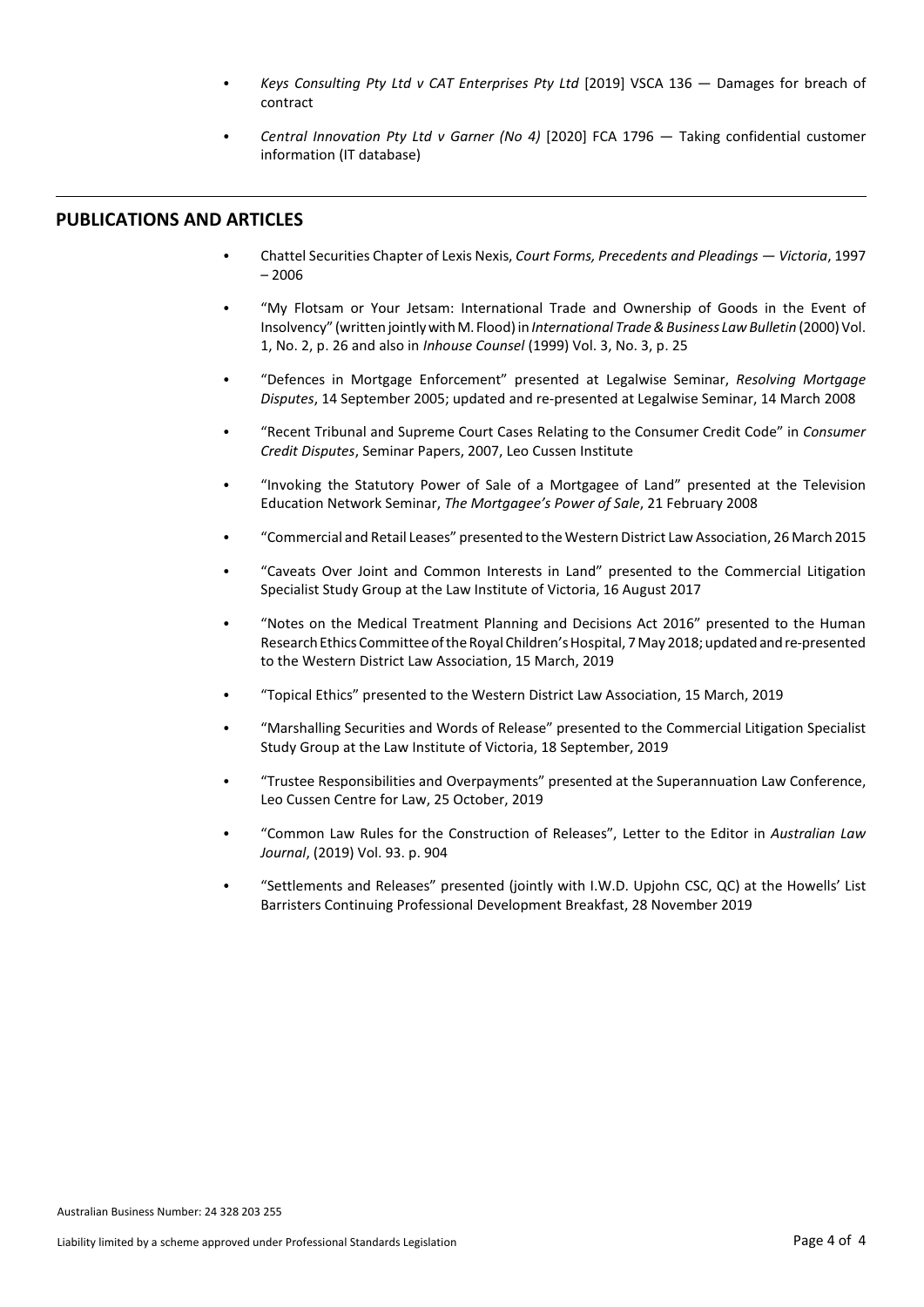- *Keys Consulting Pty Ltd v CAT Enterprises Pty Ltd* [2019] VSCA 136 — Damages for breach of contract
- *Central Innovation Pty Ltd v Garner (No 4)* [2020] FCA 1796 — Taking confidential customer information (IT database)

---

## PUBLICATIONS AND ARTICLES

- Chattel Securities Chapter of Lexis Nexis, *Court Forms, Precedents and Pleadings — Victoria*, 1997 – 2006
- "My Flotsam or Your Jetsam: International Trade and Ownership of Goods in the Event of Insolvency" (written jointly with M. Flood) in *International Trade & Business Law Bulletin* (2000) Vol. 1, No. 2, p. 26 and also in *Inhouse Counsel* (1999) Vol. 3, No. 3, p. 25
- "Defences in Mortgage Enforcement" presented at Legalwise Seminar, *Resolving Mortgage Disputes*, 14 September 2005; updated and re-presented at Legalwise Seminar, 14 March 2008
- "Recent Tribunal and Supreme Court Cases Relating to the Consumer Credit Code" in *Consumer Credit Disputes*, Seminar Papers, 2007, Leo Cussen Institute
- "Invoking the Statutory Power of Sale of a Mortgagee of Land" presented at the Television Education Network Seminar, *The Mortgagee's Power of Sale*, 21 February 2008
- "Commercial and Retail Leases" presented to the Western District Law Association, 26 March 2015
- "Caveats Over Joint and Common Interests in Land" presented to the Commercial Litigation Specialist Study Group at the Law Institute of Victoria, 16 August 2017
- "Notes on the Medical Treatment Planning and Decisions Act 2016" presented to the Human Research Ethics Committee of the Royal Children's Hospital, 7 May 2018; updated and re-presented to the Western District Law Association, 15 March, 2019
- "Topical Ethics" presented to the Western District Law Association, 15 March, 2019
- "Marshalling Securities and Words of Release" presented to the Commercial Litigation Specialist Study Group at the Law Institute of Victoria, 18 September, 2019
- "Trustee Responsibilities and Overpayments" presented at the Superannuation Law Conference, Leo Cussen Centre for Law, 25 October, 2019
- "Common Law Rules for the Construction of Releases", Letter to the Editor in *Australian Law Journal*, (2019) Vol. 93. p. 904
- "Settlements and Releases" presented (jointly with I.W.D. Upjohn CSC, QC) at the Howells' List Barristers Continuing Professional Development Breakfast, 28 November 2019